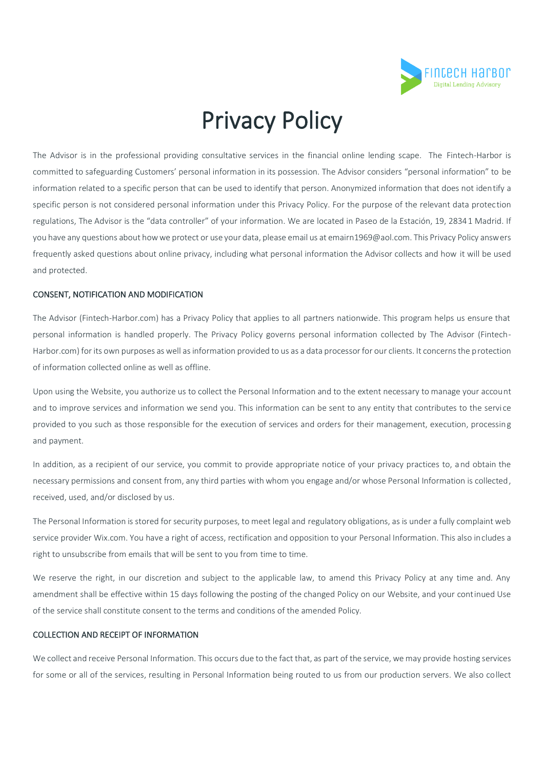# Privacy Policy

The Advisor is in the professional providing consultative services in the financial online lending scape. The Fintech-Harbor is committed to safeguarding Customers' personal information in its possession. The Advisor considers "personal information" to be information related to a specific person that can be used to identify that person. Anonymized information that does not identify a specific person is not considered personal information under this Privacy Policy. For the purpose of the relevant data protection regulations, The Advisor is the "data controller" of your information. We are located in Paseo de la Estación, 19, 28341 Madrid. If you have any questions about how we protect or use your data, please email us at emairn1969@aol.com. This Privacy Policy answers frequently asked questions about online privacy, including what personal information the Advisor collects and how it will be used and protected.

## CONSENT, NOTIFICATION AND MODIFICATION

The Advisor (Fintech-Harbor.com) has a Privacy Policy that applies to all partners nationwide. This program helps us ensure that personal information is handled properly. The Privacy Policy governs personal information collected by The Advisor (Fintech-Harbor.com) for its own purposes as well as information provided to us as a data processor for our clients. It concerns the protection of information collected online as well as offline.

Upon using the Website, you authorize us to collect the Personal Information and to the extent necessary to manage your account and to improve services and information we send you. This information can be sent to any entity that contributes to the service provided to you such as those responsible for the execution of services and orders for their management, execution, processing and payment.

In addition, as a recipient of our service, you commit to provide appropriate notice of your privacy practices to, and obtain the necessary permissions and consent from, any third parties with whom you engage and/or whose Personal Information is collected, received, used, and/or disclosed by us.

The Personal Information is stored for security purposes, to meet legal and regulatory obligations, as is under a fully complaint web service provider Wix.com. You have a right of access, rectification and opposition to your Personal Information. This also includes a right to unsubscribe from emails that will be sent to you from time to time.

We reserve the right, in our discretion and subject to the applicable law, to amend this Privacy Policy at any time and. Any amendment shall be effective within 15 days following the posting of the changed Policy on our Website, and your continued Use of the service shall constitute consent to the terms and conditions of the amended Policy.

## COLLECTION AND RECEIPT OF INFORMATION

We collect and receive Personal Information. This occurs due to the fact that, as part of the service, we may provide hosting services for some or all of the services, resulting in Personal Information being routed to us from our production servers. We also collect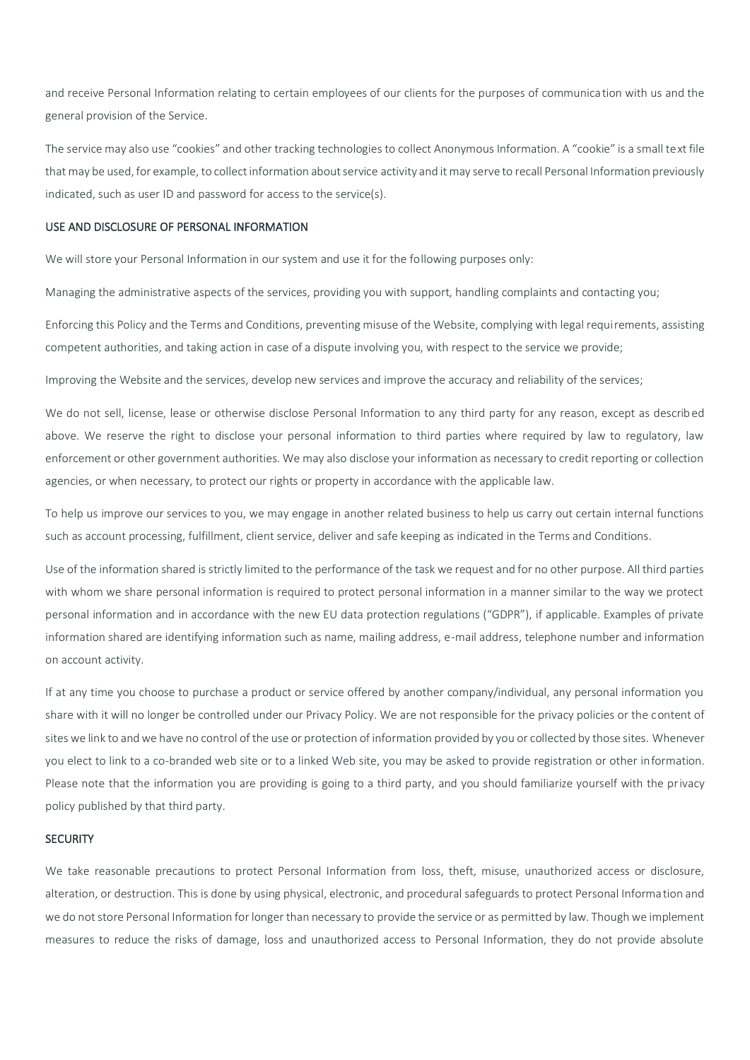and receive Personal Information relating to certain employees of our clients for the purposes of communication with us and the general provision of the Service.

The service may also use "cookies" and other tracking technologies to collect Anonymous Information. A "cookie" is a small text file that may be used, for example, to collect information about service activity and it may serve to recall Personal Information previously indicated, such as user ID and password for access to the service(s).

## USE AND DISCLOSURE OF PERSONAL INFORMATION

We will store your Personal Information in our system and use it for the following purposes only:

Managing the administrative aspects of the services, providing you with support, handling complaints and contacting you;

Enforcing this Policy and the Terms and Conditions, preventing misuse of the Website, complying with legal requirements, assisting competent authorities, and taking action in case of a dispute involving you, with respect to the service we provide;

Improving the Website and the services, develop new services and improve the accuracy and reliability of the services;

We do not sell, license, lease or otherwise disclose Personal Information to any third party for any reason, except as described above. We reserve the right to disclose your personal information to third parties where required by law to regulatory, law enforcement or other government authorities. We may also disclose your information as necessary to credit reporting or collection agencies, or when necessary, to protect our rights or property in accordance with the applicable law.

To help us improve our services to you, we may engage in another related business to help us carry out certain internal functions such as account processing, fulfillment, client service, deliver and safe keeping as indicated in the Terms and Conditions.

Use of the information shared is strictly limited to the performance of the task we request and for no other purpose. All third parties with whom we share personal information is required to protect personal information in a manner similar to the way we protect personal information and in accordance with the new EU data protection regulations ("GDPR"), if applicable. Examples of private information shared are identifying information such as name, mailing address, e-mail address, telephone number and information on account activity.

If at any time you choose to purchase a product or service offered by another company/individual, any personal information you share with it will no longer be controlled under our Privacy Policy. We are not responsible for the privacy policies or the content of sites we link to and we have no control of the use or protection of information provided by you or collected by those sites. Whenever you elect to link to a co-branded web site or to a linked Web site, you may be asked to provide registration or other information. Please note that the information you are providing is going to a third party, and you should familiarize yourself with the privacy policy published by that third party.

## SECURITY

We take reasonable precautions to protect Personal Information from loss, theft, misuse, unauthorized access or disclosure, alteration, or destruction. This is done by using physical, electronic, and procedural safeguards to protect Personal Information and we do not store Personal Information for longer than necessary to provide the service or as permitted by law. Though we implement measures to reduce the risks of damage, loss and unauthorized access to Personal Information, they do not provide absolute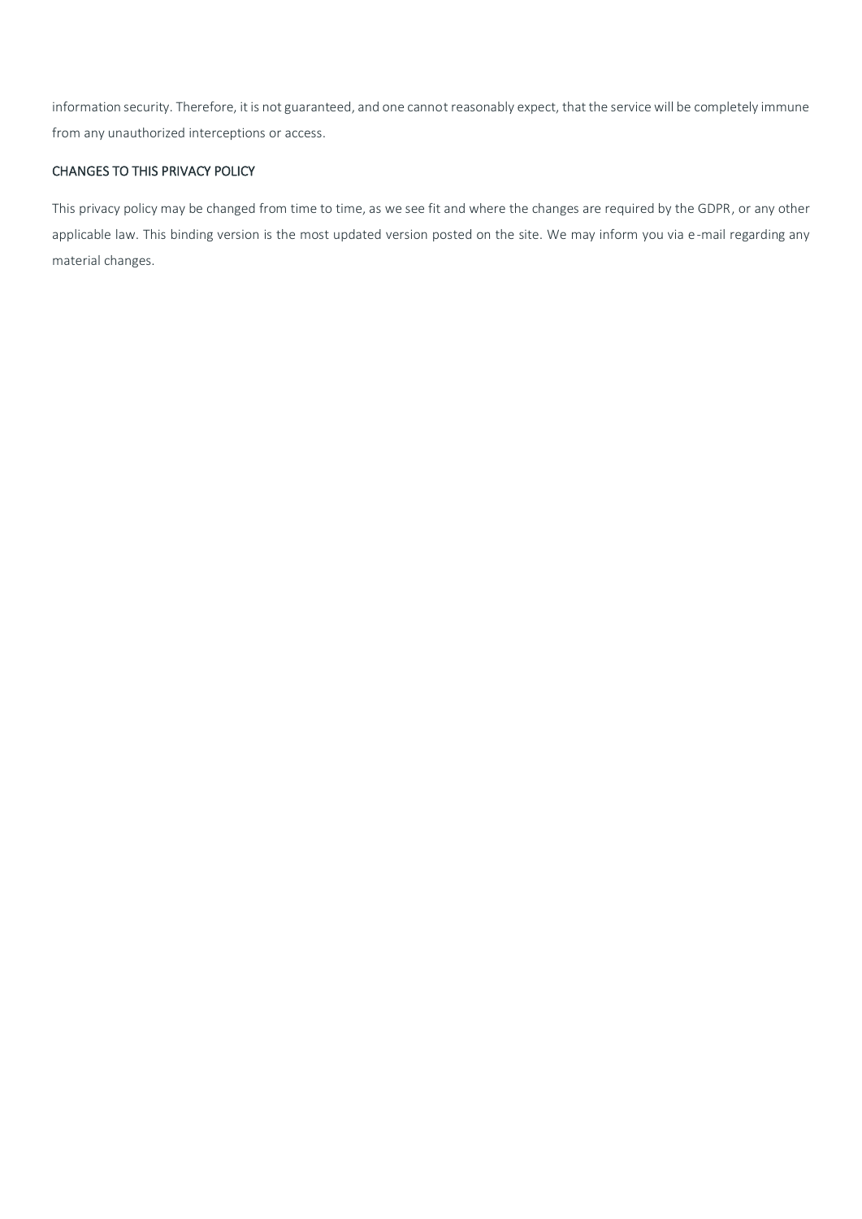information security. Therefore, it is not guaranteed, and one cannot reasonably expect, that the service will be completely immune from any unauthorized interceptions or access.

## CHANGES TO THIS PRIVACY POLICY

This privacy policy may be changed from time to time, as we see fit and where the changes are required by the GDPR, or any other applicable law. This binding version is the most updated version posted on the site. We may inform you via e-mail regarding any material changes.